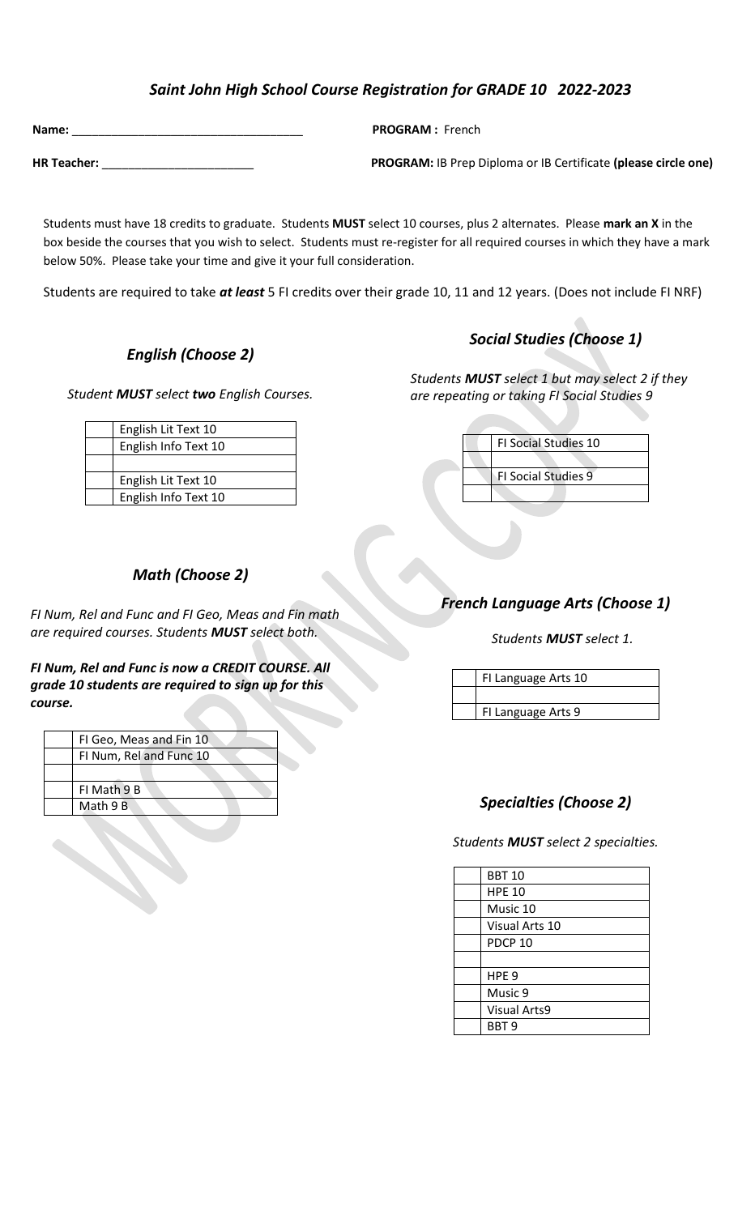## *Saint John High School Course Registration for GRADE 10 2022-2023*

**Name:** ___________________________________ **PROGRAM :** French

**HR Teacher:** _______________________ **PROGRAM:** IB Prep Diploma or IB Certificate **(please circle one)**

Students must have 18 credits to graduate. Students **MUST** select 10 courses, plus 2 alternates. Please **mark an X** in the box beside the courses that you wish to select. Students must re-register for all required courses in which they have a mark below 50%. Please take your time and give it your full consideration.

Students are required to take ***at least*** 5 FI credits over their grade 10, 11 and 12 years. (Does not include FI NRF)

### *English (Choose 2)*

*Student **MUST** select **two** English Courses.*

| | |
|---|---|
| | English Lit Text 10 |
| | English Info Text 10 |
| | |
| | English Lit Text 10 |
| | English Info Text 10 |

### *Social Studies (Choose 1)*

*Students **MUST** select 1 but may select 2 if they are repeating or taking FI Social Studies 9*

| | |
|---|---|
| | FI Social Studies 10 |
| | |
| | FI Social Studies 9 |
| | |

### *Math (Choose 2)*

*FI Num, Rel and Func and FI Geo, Meas and Fin math are required courses. Students **MUST** select both.*

***FI Num, Rel and Func is now a CREDIT COURSE. All grade 10 students are required to sign up for this course.***

| | |
|---|---|
| | FI Geo, Meas and Fin 10 |
| | FI Num, Rel and Func 10 |
| | |
| | FI Math 9 B |
| | Math 9 B |

### *French Language Arts (Choose 1)*

*Students **MUST** select 1.*

| | |
|---|---|
| | FI Language Arts 10 |
| | |
| | FI Language Arts 9 |

### *Specialties (Choose 2)*

*Students **MUST** select 2 specialties.*

| | |
|---|---|
| | BBT 10 |
| | HPE 10 |
| | Music 10 |
| | Visual Arts 10 |
| | PDCP 10 |
| | |
| | HPE 9 |
| | Music 9 |
| | Visual Arts9 |
| | BBT 9 |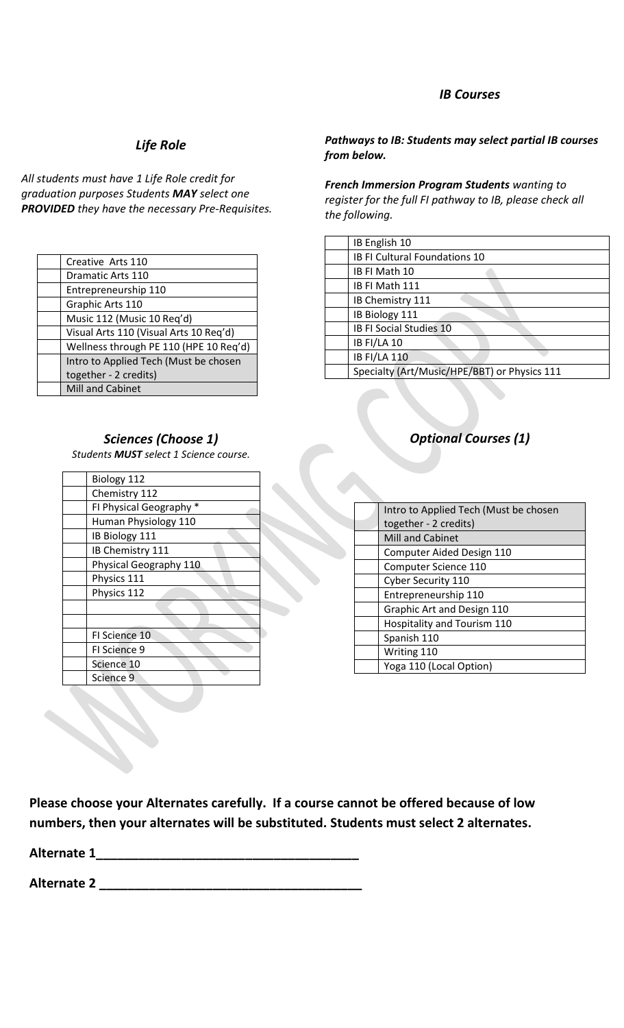## *IB Courses*

### *Life Role*

*All students must have 1 Life Role credit for graduation purposes Students* ***MAY*** *select one* ***PROVIDED*** *they have the necessary Pre-Requisites.*

| | |
|---|---|
| | Creative Arts 110 |
| | Dramatic Arts 110 |
| | Entrepreneurship 110 |
| | Graphic Arts 110 |
| | Music 112 (Music 10 Req'd) |
| | Visual Arts 110 (Visual Arts 10 Req'd) |
| | Wellness through PE 110 (HPE 10 Req'd) |
| | Intro to Applied Tech (Must be chosen together - 2 credits) |
| | Mill and Cabinet |

***Pathways to IB: Students may select partial IB courses from below.***

***French Immersion Program Students*** *wanting to register for the full FI pathway to IB, please check all the following.*

| | |
|---|---|
| | IB English 10 |
| | IB FI Cultural Foundations 10 |
| | IB FI Math 10 |
| | IB FI Math 111 |
| | IB Chemistry 111 |
| | IB Biology 111 |
| | IB FI Social Studies 10 |
| | IB FI/LA 10 |
| | IB FI/LA 110 |
| | Specialty (Art/Music/HPE/BBT) or Physics 111 |

### *Sciences (Choose 1)*

*Students* ***MUST*** *select 1 Science course.*

| | |
|---|---|
| | Biology 112 |
| | Chemistry 112 |
| | FI Physical Geography * |
| | Human Physiology 110 |
| | IB Biology 111 |
| | IB Chemistry 111 |
| | Physical Geography 110 |
| | Physics 111 |
| | Physics 112 |
| | |
| | |
| | FI Science 10 |
| | FI Science 9 |
| | Science 10 |
| | Science 9 |

### *Optional Courses (1)*

| | |
|---|---|
| | Intro to Applied Tech (Must be chosen together - 2 credits) |
| | Mill and Cabinet |
| | Computer Aided Design 110 |
| | Computer Science 110 |
| | Cyber Security 110 |
| | Entrepreneurship 110 |
| | Graphic Art and Design 110 |
| | Hospitality and Tourism 110 |
| | Spanish 110 |
| | Writing 110 |
| | Yoga 110 (Local Option) |

**Please choose your Alternates carefully. If a course cannot be offered because of low numbers, then your alternates will be substituted. Students must select 2 alternates.**

**Alternate 1**____________________________________

**Alternate 2** ____________________________________